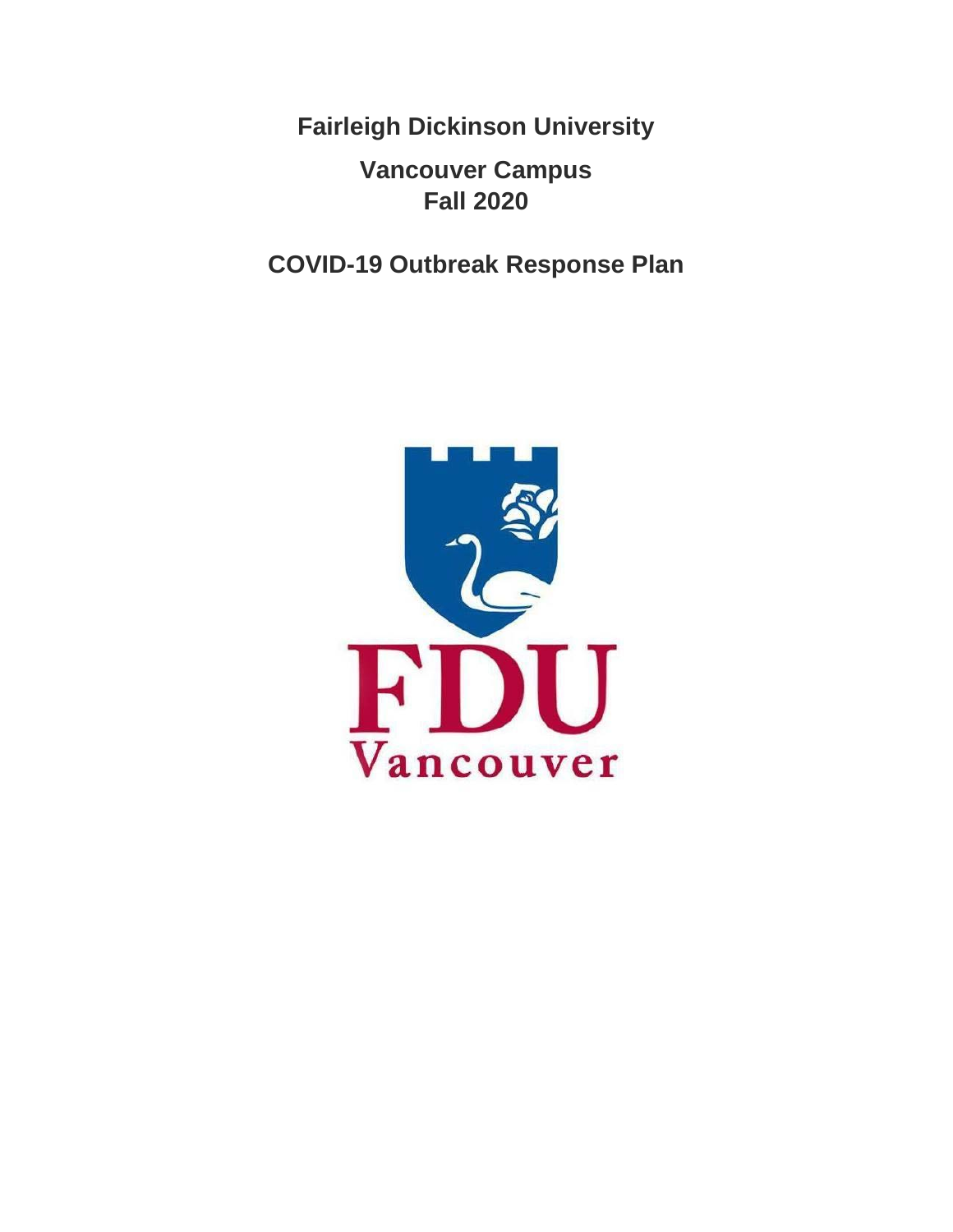# Fairleigh Dickinson University

## Vancouver Campus
## Fall 2020

# COVID-19 Outbreak Response Plan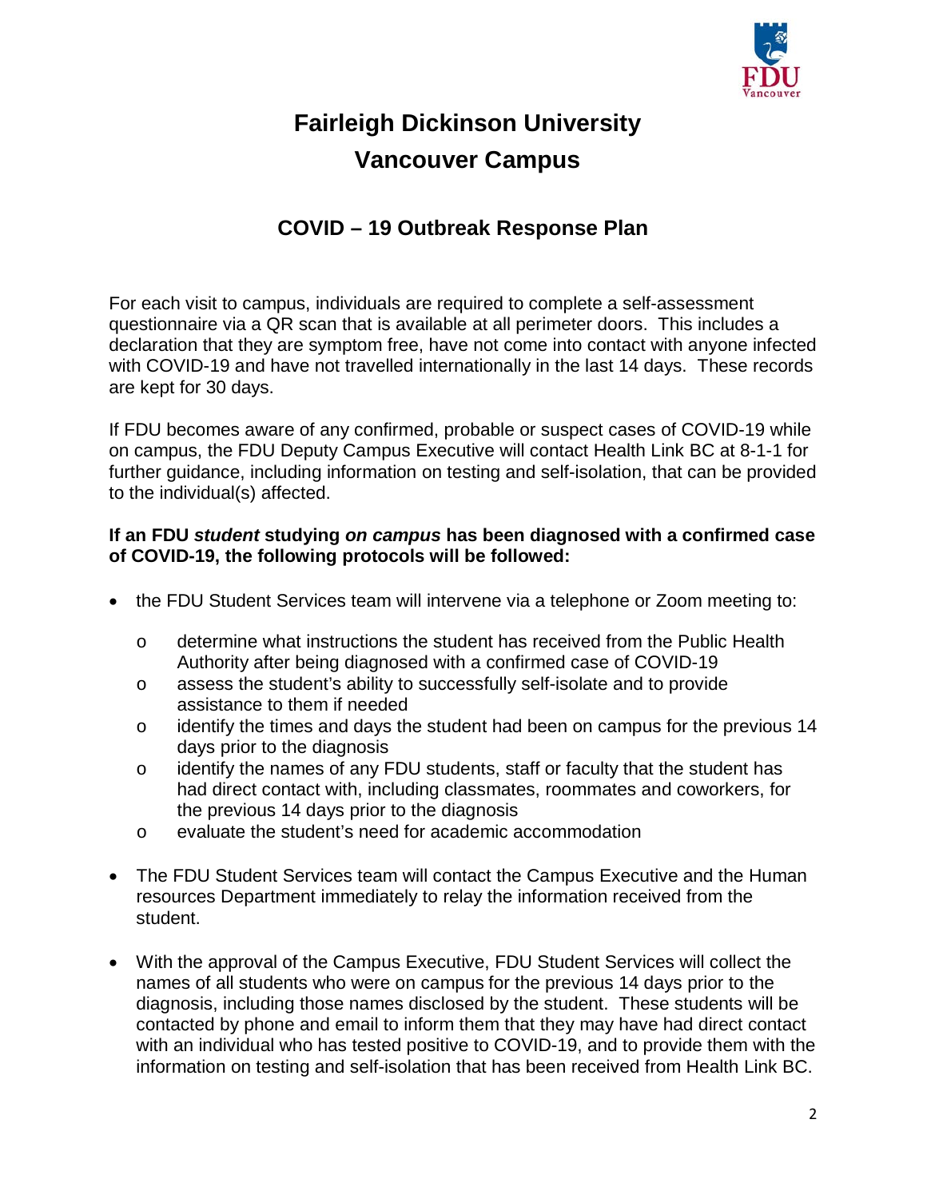# Fairleigh Dickinson University

# Vancouver Campus

## COVID – 19 Outbreak Response Plan

For each visit to campus, individuals are required to complete a self-assessment questionnaire via a QR scan that is available at all perimeter doors. This includes a declaration that they are symptom free, have not come into contact with anyone infected with COVID-19 and have not travelled internationally in the last 14 days. These records are kept for 30 days.

If FDU becomes aware of any confirmed, probable or suspect cases of COVID-19 while on campus, the FDU Deputy Campus Executive will contact Health Link BC at 8-1-1 for further guidance, including information on testing and self-isolation, that can be provided to the individual(s) affected.

**If an FDU *student* studying *on campus* has been diagnosed with a confirmed case of COVID-19, the following protocols will be followed:**

- the FDU Student Services team will intervene via a telephone or Zoom meeting to:
  - determine what instructions the student has received from the Public Health Authority after being diagnosed with a confirmed case of COVID-19
  - assess the student's ability to successfully self-isolate and to provide assistance to them if needed
  - identify the times and days the student had been on campus for the previous 14 days prior to the diagnosis
  - identify the names of any FDU students, staff or faculty that the student has had direct contact with, including classmates, roommates and coworkers, for the previous 14 days prior to the diagnosis
  - evaluate the student's need for academic accommodation
- The FDU Student Services team will contact the Campus Executive and the Human resources Department immediately to relay the information received from the student.
- With the approval of the Campus Executive, FDU Student Services will collect the names of all students who were on campus for the previous 14 days prior to the diagnosis, including those names disclosed by the student. These students will be contacted by phone and email to inform them that they may have had direct contact with an individual who has tested positive to COVID-19, and to provide them with the information on testing and self-isolation that has been received from Health Link BC.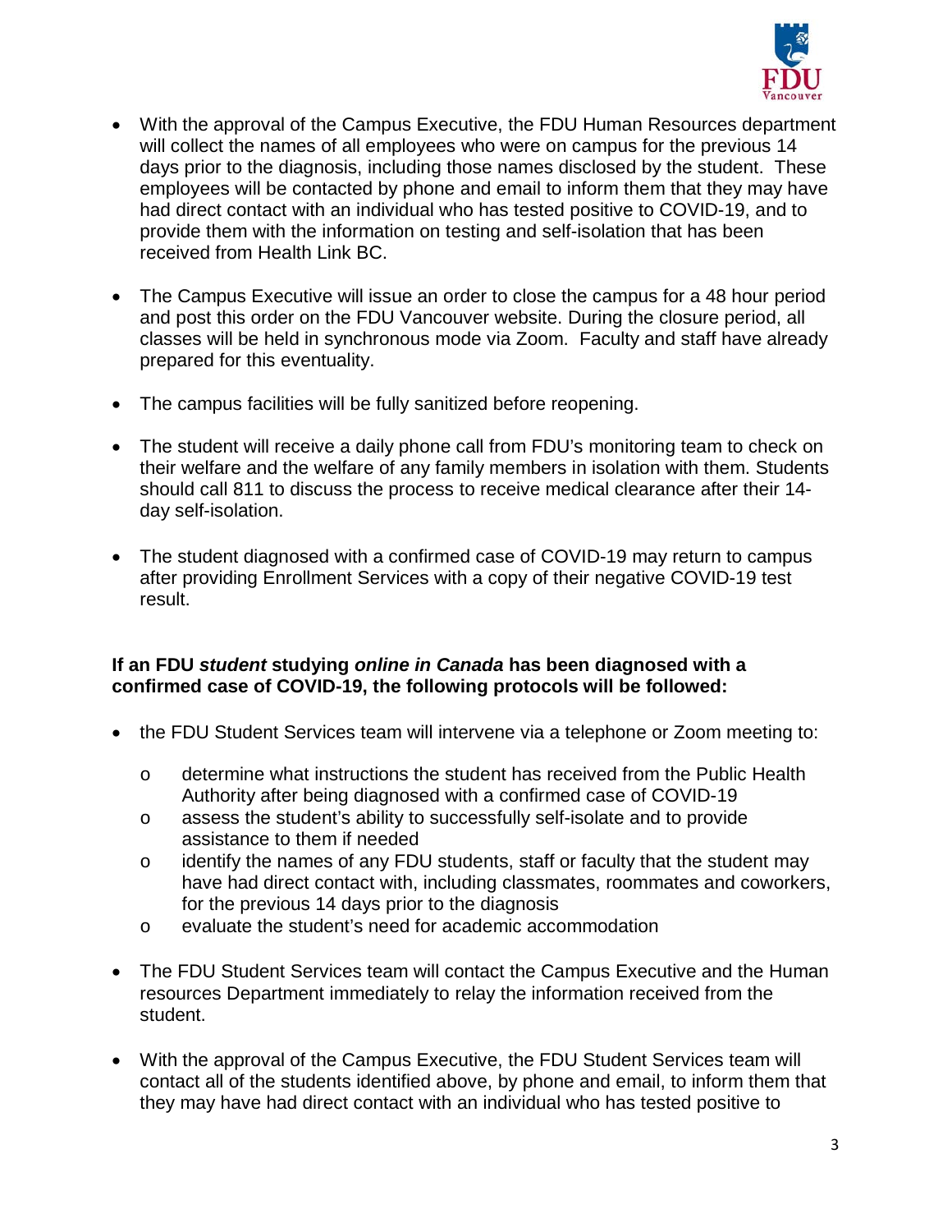- With the approval of the Campus Executive, the FDU Human Resources department will collect the names of all employees who were on campus for the previous 14 days prior to the diagnosis, including those names disclosed by the student. These employees will be contacted by phone and email to inform them that they may have had direct contact with an individual who has tested positive to COVID-19, and to provide them with the information on testing and self-isolation that has been received from Health Link BC.

- The Campus Executive will issue an order to close the campus for a 48 hour period and post this order on the FDU Vancouver website. During the closure period, all classes will be held in synchronous mode via Zoom. Faculty and staff have already prepared for this eventuality.

- The campus facilities will be fully sanitized before reopening.

- The student will receive a daily phone call from FDU's monitoring team to check on their welfare and the welfare of any family members in isolation with them. Students should call 811 to discuss the process to receive medical clearance after their 14-day self-isolation.

- The student diagnosed with a confirmed case of COVID-19 may return to campus after providing Enrollment Services with a copy of their negative COVID-19 test result.

**If an FDU *student* studying *online in Canada* has been diagnosed with a confirmed case of COVID-19, the following protocols will be followed:**

- the FDU Student Services team will intervene via a telephone or Zoom meeting to:
  - determine what instructions the student has received from the Public Health Authority after being diagnosed with a confirmed case of COVID-19
  - assess the student's ability to successfully self-isolate and to provide assistance to them if needed
  - identify the names of any FDU students, staff or faculty that the student may have had direct contact with, including classmates, roommates and coworkers, for the previous 14 days prior to the diagnosis
  - evaluate the student's need for academic accommodation

- The FDU Student Services team will contact the Campus Executive and the Human resources Department immediately to relay the information received from the student.

- With the approval of the Campus Executive, the FDU Student Services team will contact all of the students identified above, by phone and email, to inform them that they may have had direct contact with an individual who has tested positive to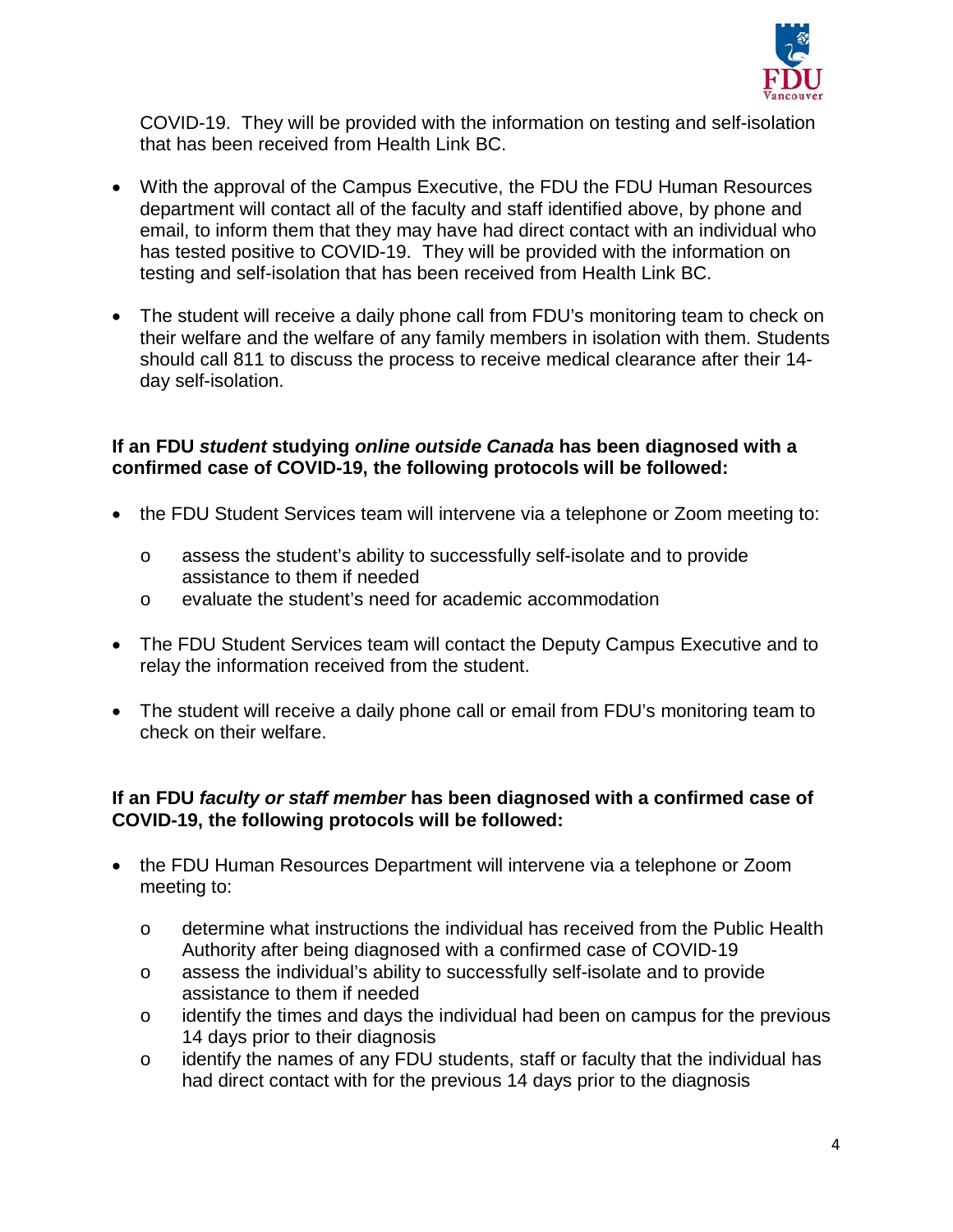COVID-19. They will be provided with the information on testing and self-isolation that has been received from Health Link BC.

- With the approval of the Campus Executive, the FDU the FDU Human Resources department will contact all of the faculty and staff identified above, by phone and email, to inform them that they may have had direct contact with an individual who has tested positive to COVID-19. They will be provided with the information on testing and self-isolation that has been received from Health Link BC.

- The student will receive a daily phone call from FDU's monitoring team to check on their welfare and the welfare of any family members in isolation with them. Students should call 811 to discuss the process to receive medical clearance after their 14-day self-isolation.

**If an FDU *student* studying *online outside Canada* has been diagnosed with a confirmed case of COVID-19, the following protocols will be followed:**

- the FDU Student Services team will intervene via a telephone or Zoom meeting to:
  - assess the student's ability to successfully self-isolate and to provide assistance to them if needed
  - evaluate the student's need for academic accommodation

- The FDU Student Services team will contact the Deputy Campus Executive and to relay the information received from the student.

- The student will receive a daily phone call or email from FDU's monitoring team to check on their welfare.

**If an FDU *faculty or staff member* has been diagnosed with a confirmed case of COVID-19, the following protocols will be followed:**

- the FDU Human Resources Department will intervene via a telephone or Zoom meeting to:
  - determine what instructions the individual has received from the Public Health Authority after being diagnosed with a confirmed case of COVID-19
  - assess the individual's ability to successfully self-isolate and to provide assistance to them if needed
  - identify the times and days the individual had been on campus for the previous 14 days prior to their diagnosis
  - identify the names of any FDU students, staff or faculty that the individual has had direct contact with for the previous 14 days prior to the diagnosis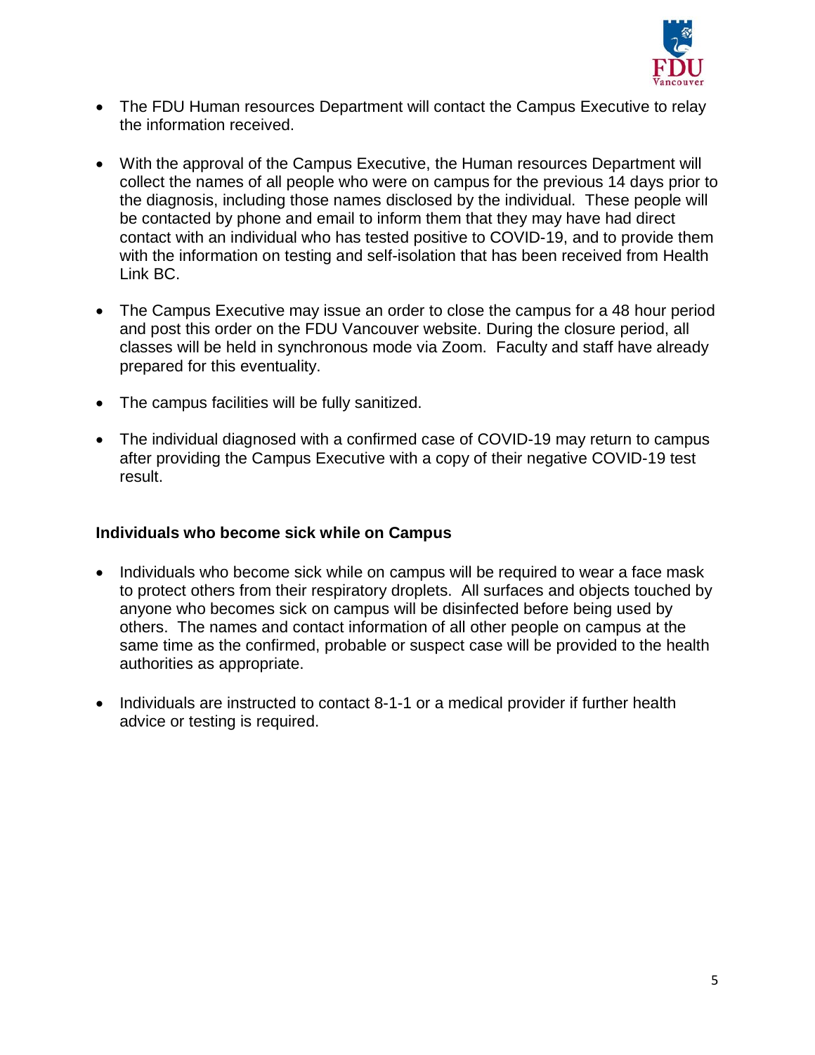- The FDU Human resources Department will contact the Campus Executive to relay the information received.

- With the approval of the Campus Executive, the Human resources Department will collect the names of all people who were on campus for the previous 14 days prior to the diagnosis, including those names disclosed by the individual. These people will be contacted by phone and email to inform them that they may have had direct contact with an individual who has tested positive to COVID-19, and to provide them with the information on testing and self-isolation that has been received from Health Link BC.

- The Campus Executive may issue an order to close the campus for a 48 hour period and post this order on the FDU Vancouver website. During the closure period, all classes will be held in synchronous mode via Zoom. Faculty and staff have already prepared for this eventuality.

- The campus facilities will be fully sanitized.

- The individual diagnosed with a confirmed case of COVID-19 may return to campus after providing the Campus Executive with a copy of their negative COVID-19 test result.

**Individuals who become sick while on Campus**

- Individuals who become sick while on campus will be required to wear a face mask to protect others from their respiratory droplets. All surfaces and objects touched by anyone who becomes sick on campus will be disinfected before being used by others. The names and contact information of all other people on campus at the same time as the confirmed, probable or suspect case will be provided to the health authorities as appropriate.

- Individuals are instructed to contact 8-1-1 or a medical provider if further health advice or testing is required.